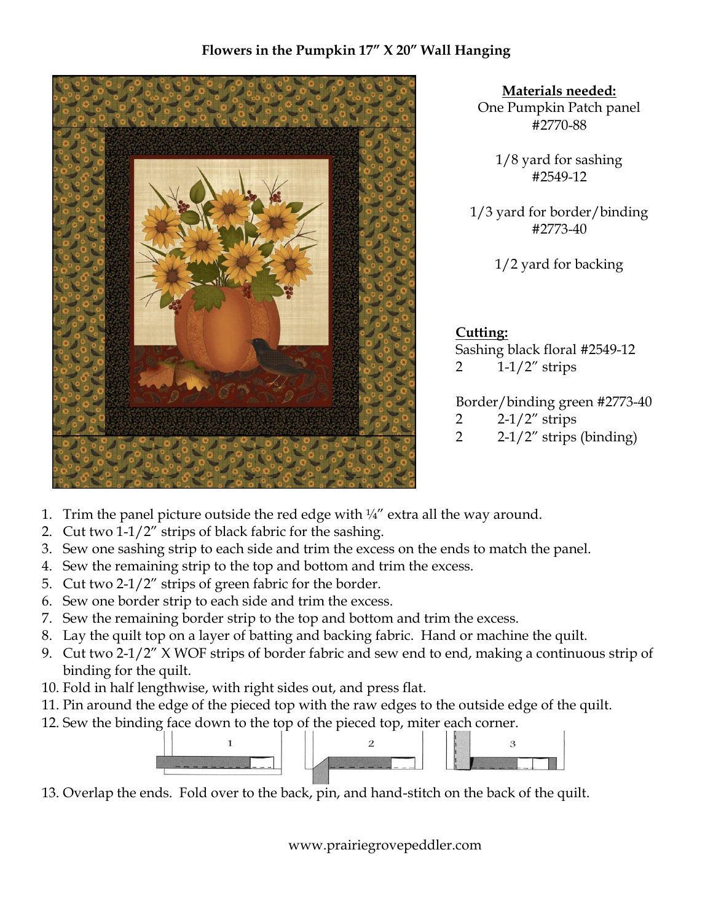**Flowers in the Pumpkin 17" X 20" Wall Hanging**

**Materials needed:**

One Pumpkin Patch panel #2770-88

1/8 yard for sashing #2549-12

1/3 yard for border/binding #2773-40

1/2 yard for backing

**Cutting:**

Sashing black floral #2549-12

2    1-1/2" strips

Border/binding green #2773-40

2    2-1/2" strips

2    2-1/2" strips (binding)

1. Trim the panel picture outside the red edge with ¼" extra all the way around.
2. Cut two 1-1/2" strips of black fabric for the sashing.
3. Sew one sashing strip to each side and trim the excess on the ends to match the panel.
4. Sew the remaining strip to the top and bottom and trim the excess.
5. Cut two 2-1/2" strips of green fabric for the border.
6. Sew one border strip to each side and trim the excess.
7. Sew the remaining border strip to the top and bottom and trim the excess.
8. Lay the quilt top on a layer of batting and backing fabric. Hand or machine the quilt.
9. Cut two 2-1/2" X WOF strips of border fabric and sew end to end, making a continuous strip of binding for the quilt.
10. Fold in half lengthwise, with right sides out, and press flat.
11. Pin around the edge of the pieced top with the raw edges to the outside edge of the quilt.
12. Sew the binding face down to the top of the pieced top, miter each corner.
13. Overlap the ends. Fold over to the back, pin, and hand-stitch on the back of the quilt.

www.prairiegrovepeddler.com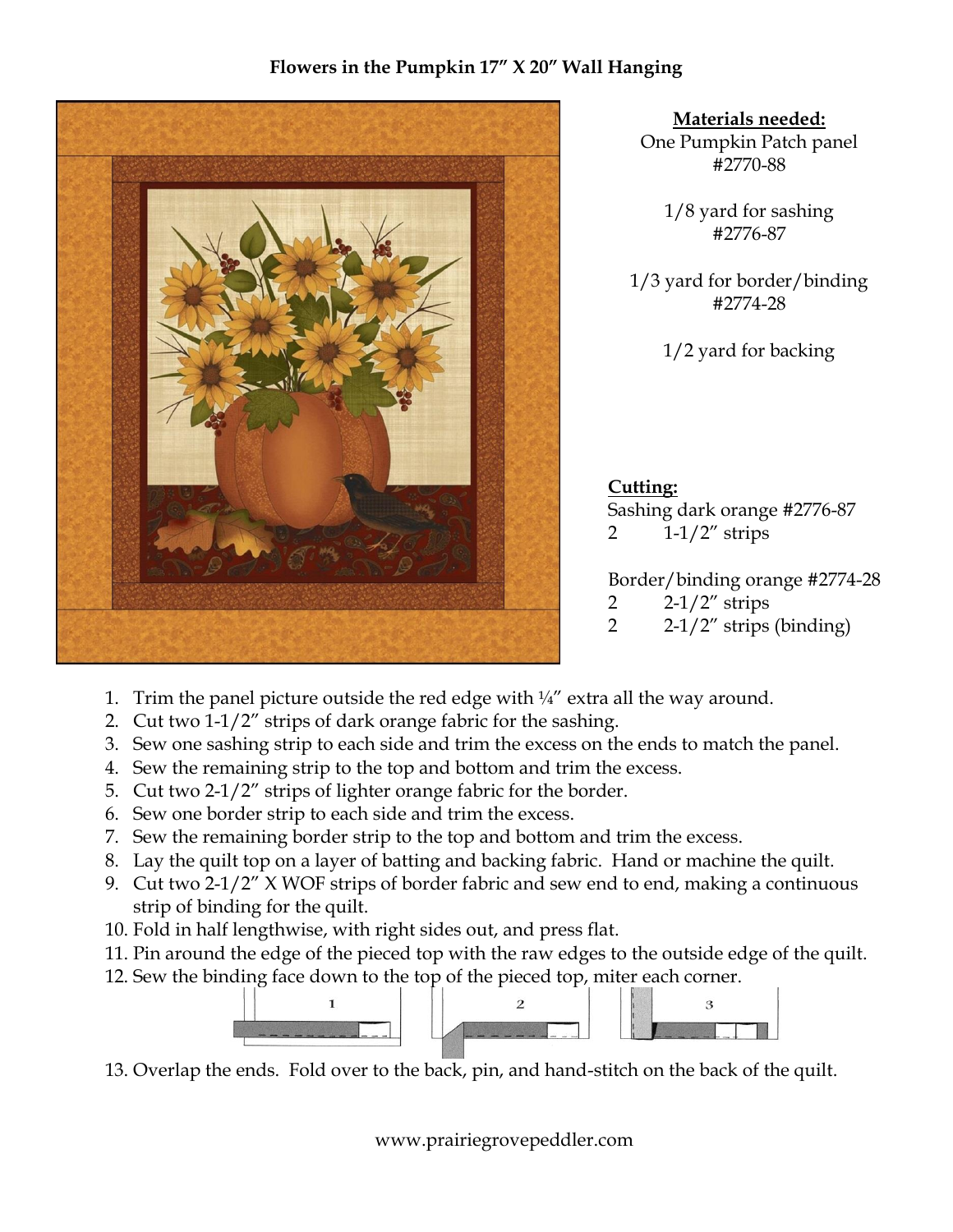**Flowers in the Pumpkin 17" X 20" Wall Hanging**

**Materials needed:**

One Pumpkin Patch panel #2770-88

1/8 yard for sashing #2776-87

1/3 yard for border/binding #2774-28

1/2 yard for backing

**Cutting:**

Sashing dark orange #2776-87
2 1-1/2" strips

Border/binding orange #2774-28
2 2-1/2" strips
2 2-1/2" strips (binding)

1. Trim the panel picture outside the red edge with ¼" extra all the way around.
2. Cut two 1-1/2" strips of dark orange fabric for the sashing.
3. Sew one sashing strip to each side and trim the excess on the ends to match the panel.
4. Sew the remaining strip to the top and bottom and trim the excess.
5. Cut two 2-1/2" strips of lighter orange fabric for the border.
6. Sew one border strip to each side and trim the excess.
7. Sew the remaining border strip to the top and bottom and trim the excess.
8. Lay the quilt top on a layer of batting and backing fabric. Hand or machine the quilt.
9. Cut two 2-1/2" X WOF strips of border fabric and sew end to end, making a continuous strip of binding for the quilt.
10. Fold in half lengthwise, with right sides out, and press flat.
11. Pin around the edge of the pieced top with the raw edges to the outside edge of the quilt.
12. Sew the binding face down to the top of the pieced top, miter each corner.
13. Overlap the ends. Fold over to the back, pin, and hand-stitch on the back of the quilt.

www.prairiegrovepeddler.com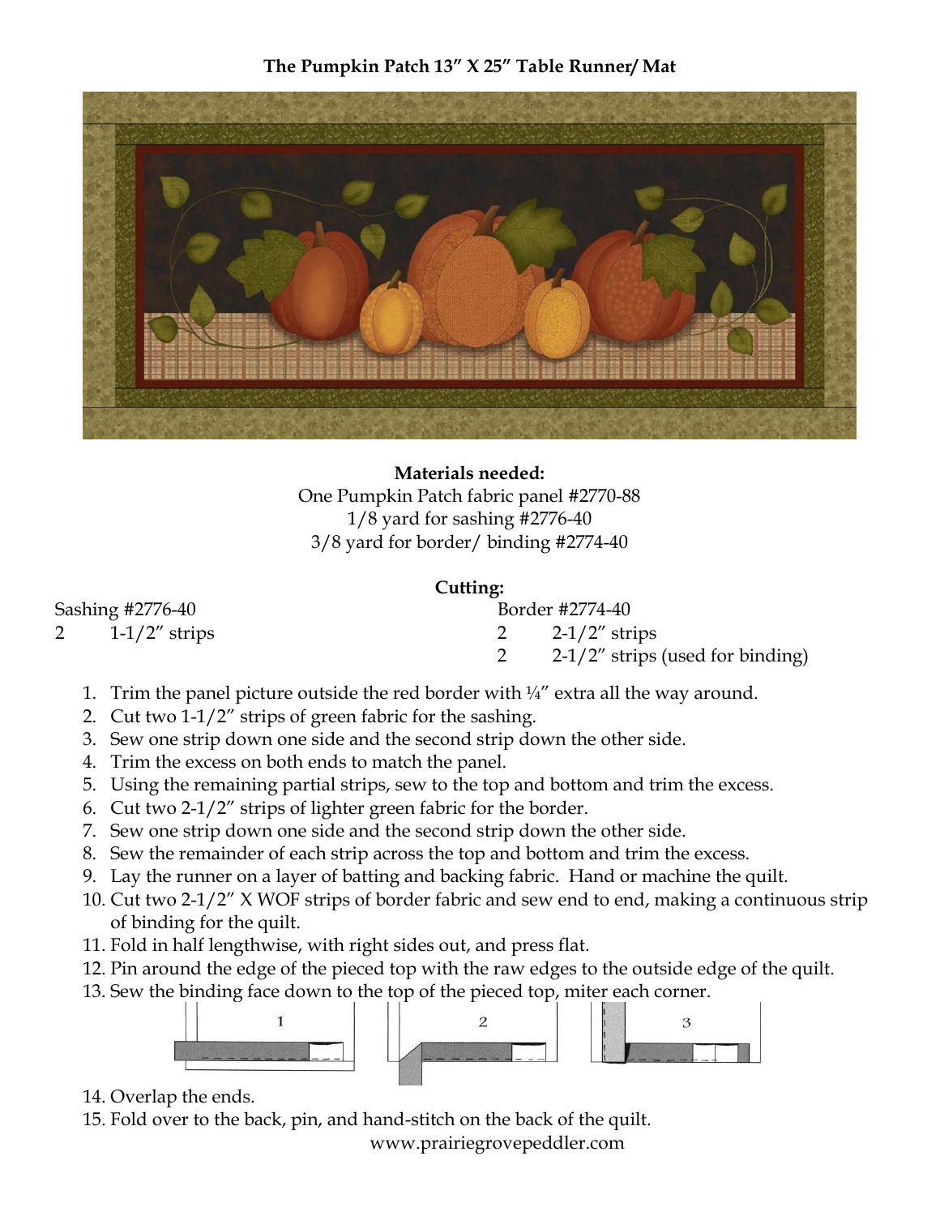# The Pumpkin Patch 13" X 25" Table Runner/ Mat

**Materials needed:**

One Pumpkin Patch fabric panel #2770-88
1/8 yard for sashing #2776-40
3/8 yard for border/ binding #2774-40

**Cutting:**

Sashing #2776-40
2 1-1/2" strips

Border #2774-40
2 2-1/2" strips
2 2-1/2" strips (used for binding)

1. Trim the panel picture outside the red border with ¼" extra all the way around.
2. Cut two 1-1/2" strips of green fabric for the sashing.
3. Sew one strip down one side and the second strip down the other side.
4. Trim the excess on both ends to match the panel.
5. Using the remaining partial strips, sew to the top and bottom and trim the excess.
6. Cut two 2-1/2" strips of lighter green fabric for the border.
7. Sew one strip down one side and the second strip down the other side.
8. Sew the remainder of each strip across the top and bottom and trim the excess.
9. Lay the runner on a layer of batting and backing fabric. Hand or machine the quilt.
10. Cut two 2-1/2" X WOF strips of border fabric and sew end to end, making a continuous strip of binding for the quilt.
11. Fold in half lengthwise, with right sides out, and press flat.
12. Pin around the edge of the pieced top with the raw edges to the outside edge of the quilt.
13. Sew the binding face down to the top of the pieced top, miter each corner.
14. Overlap the ends.
15. Fold over to the back, pin, and hand-stitch on the back of the quilt.

www.prairiegrovepeddler.com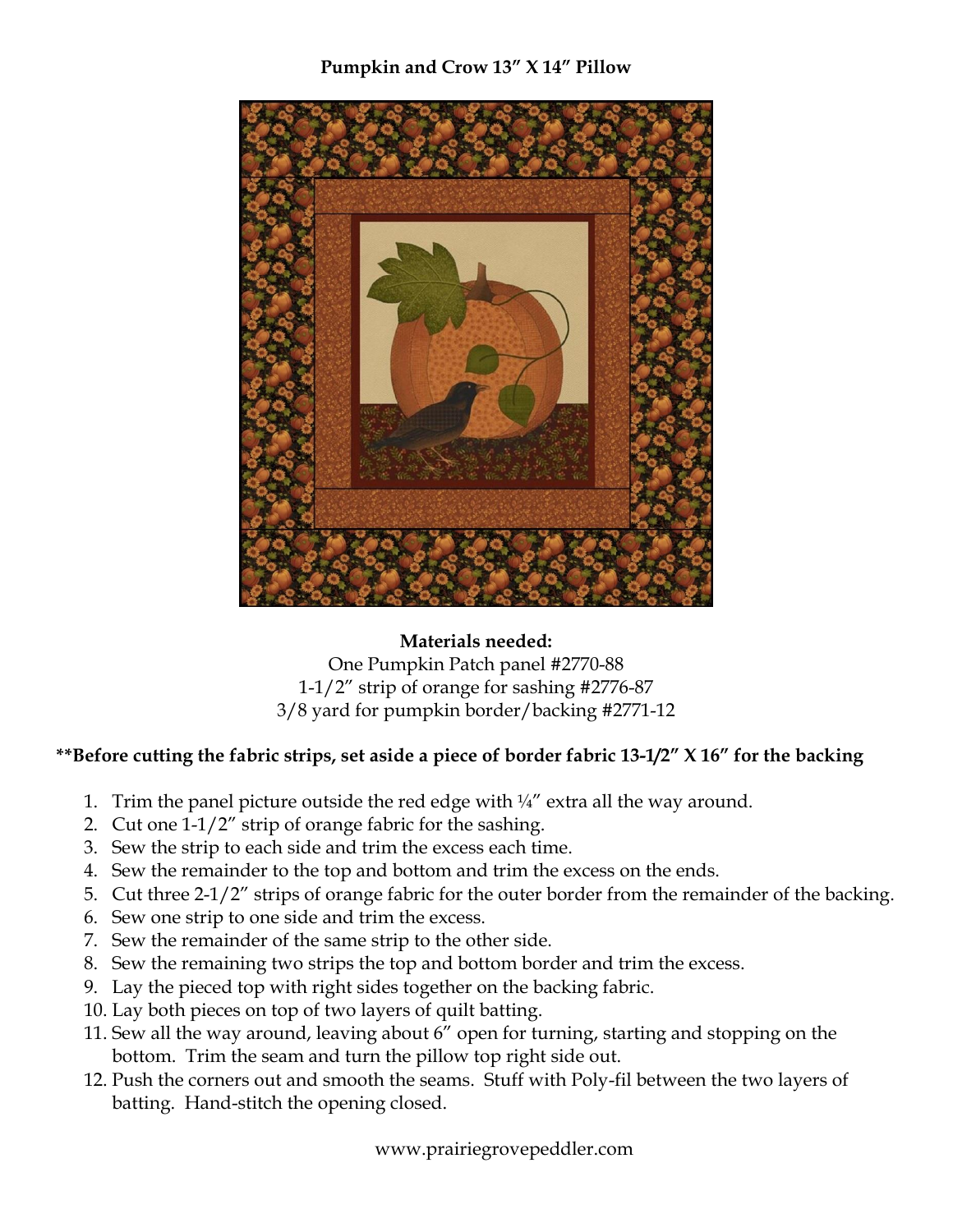**Pumpkin and Crow 13″ X 14″ Pillow**

**Materials needed:**

One Pumpkin Patch panel #2770-88

1-1/2″ strip of orange for sashing #2776-87

3/8 yard for pumpkin border/backing #2771-12

**\*\*Before cutting the fabric strips, set aside a piece of border fabric 13-1/2″ X 16″ for the backing**

1. Trim the panel picture outside the red edge with ¼″ extra all the way around.
2. Cut one 1-1/2″ strip of orange fabric for the sashing.
3. Sew the strip to each side and trim the excess each time.
4. Sew the remainder to the top and bottom and trim the excess on the ends.
5. Cut three 2-1/2″ strips of orange fabric for the outer border from the remainder of the backing.
6. Sew one strip to one side and trim the excess.
7. Sew the remainder of the same strip to the other side.
8. Sew the remaining two strips the top and bottom border and trim the excess.
9. Lay the pieced top with right sides together on the backing fabric.
10. Lay both pieces on top of two layers of quilt batting.
11. Sew all the way around, leaving about 6″ open for turning, starting and stopping on the bottom. Trim the seam and turn the pillow top right side out.
12. Push the corners out and smooth the seams. Stuff with Poly-fil between the two layers of batting. Hand-stitch the opening closed.

www.prairiegrovepeddler.com